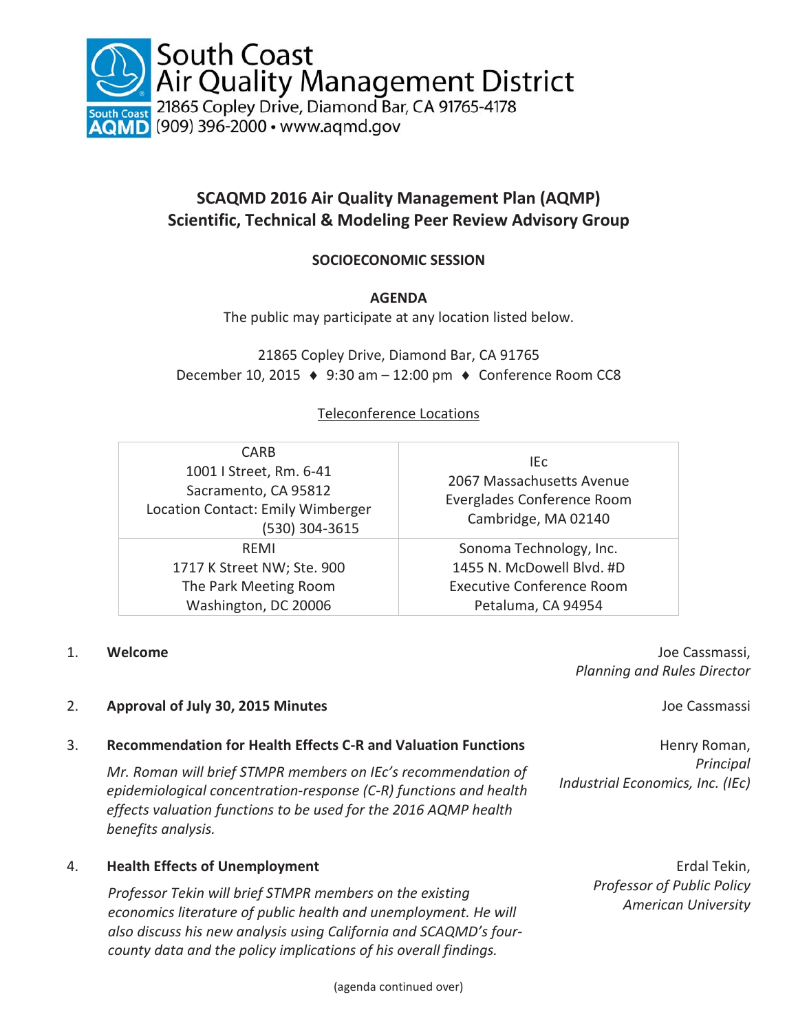South Coast Air Quality Management District
21865 Copley Drive, Diamond Bar, CA 91765-4178
(909) 396-2000 • www.aqmd.gov

# SCAQMD 2016 Air Quality Management Plan (AQMP) Scientific, Technical & Modeling Peer Review Advisory Group

**SOCIOECONOMIC SESSION**

**AGENDA**

The public may participate at any location listed below.

21865 Copley Drive, Diamond Bar, CA 91765
December 10, 2015 ♦ 9:30 am – 12:00 pm ♦ Conference Room CC8

Teleconference Locations

| | |
|---|---|
| CARB<br>1001 I Street, Rm. 6-41<br>Sacramento, CA 95812<br>Location Contact: Emily Wimberger<br>(530) 304-3615 | IEc<br>2067 Massachusetts Avenue<br>Everglades Conference Room<br>Cambridge, MA 02140 |
| REMI<br>1717 K Street NW; Ste. 900<br>The Park Meeting Room<br>Washington, DC 20006 | Sonoma Technology, Inc.<br>1455 N. McDowell Blvd. #D<br>Executive Conference Room<br>Petaluma, CA 94954 |

1. **Welcome** — Joe Cassmassi, *Planning and Rules Director*

2. **Approval of July 30, 2015 Minutes** — Joe Cassmassi

3. **Recommendation for Health Effects C-R and Valuation Functions** — Henry Roman, *Principal, Industrial Economics, Inc. (IEc)*

   *Mr. Roman will brief STMPR members on IEc's recommendation of epidemiological concentration-response (C-R) functions and health effects valuation functions to be used for the 2016 AQMP health benefits analysis.*

4. **Health Effects of Unemployment** — Erdal Tekin, *Professor of Public Policy, American University*

   *Professor Tekin will brief STMPR members on the existing economics literature of public health and unemployment. He will also discuss his new analysis using California and SCAQMD's four-county data and the policy implications of his overall findings.*

(agenda continued over)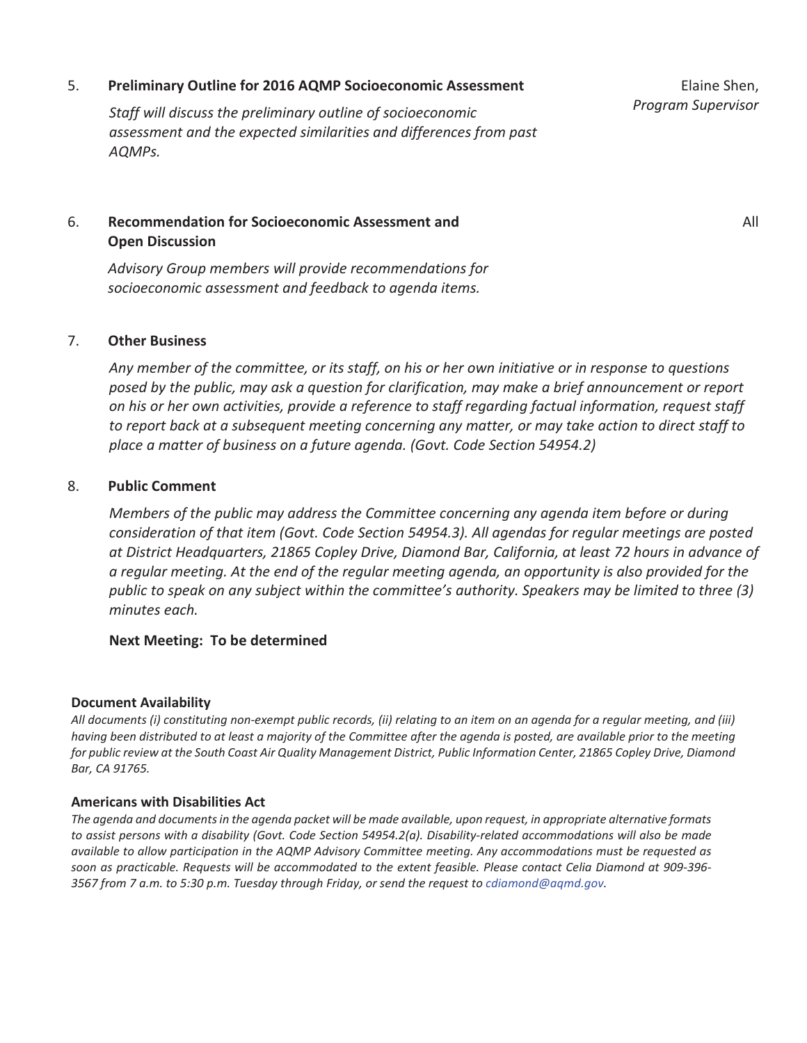5. **Preliminary Outline for 2016 AQMP Socioeconomic Assessment** — Elaine Shen, *Program Supervisor*

   *Staff will discuss the preliminary outline of socioeconomic assessment and the expected similarities and differences from past AQMPs.*

6. **Recommendation for Socioeconomic Assessment and Open Discussion** — All

   *Advisory Group members will provide recommendations for socioeconomic assessment and feedback to agenda items.*

7. **Other Business**

   *Any member of the committee, or its staff, on his or her own initiative or in response to questions posed by the public, may ask a question for clarification, may make a brief announcement or report on his or her own activities, provide a reference to staff regarding factual information, request staff to report back at a subsequent meeting concerning any matter, or may take action to direct staff to place a matter of business on a future agenda. (Govt. Code Section 54954.2)*

8. **Public Comment**

   *Members of the public may address the Committee concerning any agenda item before or during consideration of that item (Govt. Code Section 54954.3). All agendas for regular meetings are posted at District Headquarters, 21865 Copley Drive, Diamond Bar, California, at least 72 hours in advance of a regular meeting. At the end of the regular meeting agenda, an opportunity is also provided for the public to speak on any subject within the committee's authority. Speakers may be limited to three (3) minutes each.*

   **Next Meeting: To be determined**

**Document Availability**

*All documents (i) constituting non-exempt public records, (ii) relating to an item on an agenda for a regular meeting, and (iii) having been distributed to at least a majority of the Committee after the agenda is posted, are available prior to the meeting for public review at the South Coast Air Quality Management District, Public Information Center, 21865 Copley Drive, Diamond Bar, CA 91765.*

**Americans with Disabilities Act**

*The agenda and documents in the agenda packet will be made available, upon request, in appropriate alternative formats to assist persons with a disability (Govt. Code Section 54954.2(a). Disability-related accommodations will also be made available to allow participation in the AQMP Advisory Committee meeting. Any accommodations must be requested as soon as practicable. Requests will be accommodated to the extent feasible. Please contact Celia Diamond at 909-396-3567 from 7 a.m. to 5:30 p.m. Tuesday through Friday, or send the request to cdiamond@aqmd.gov.*